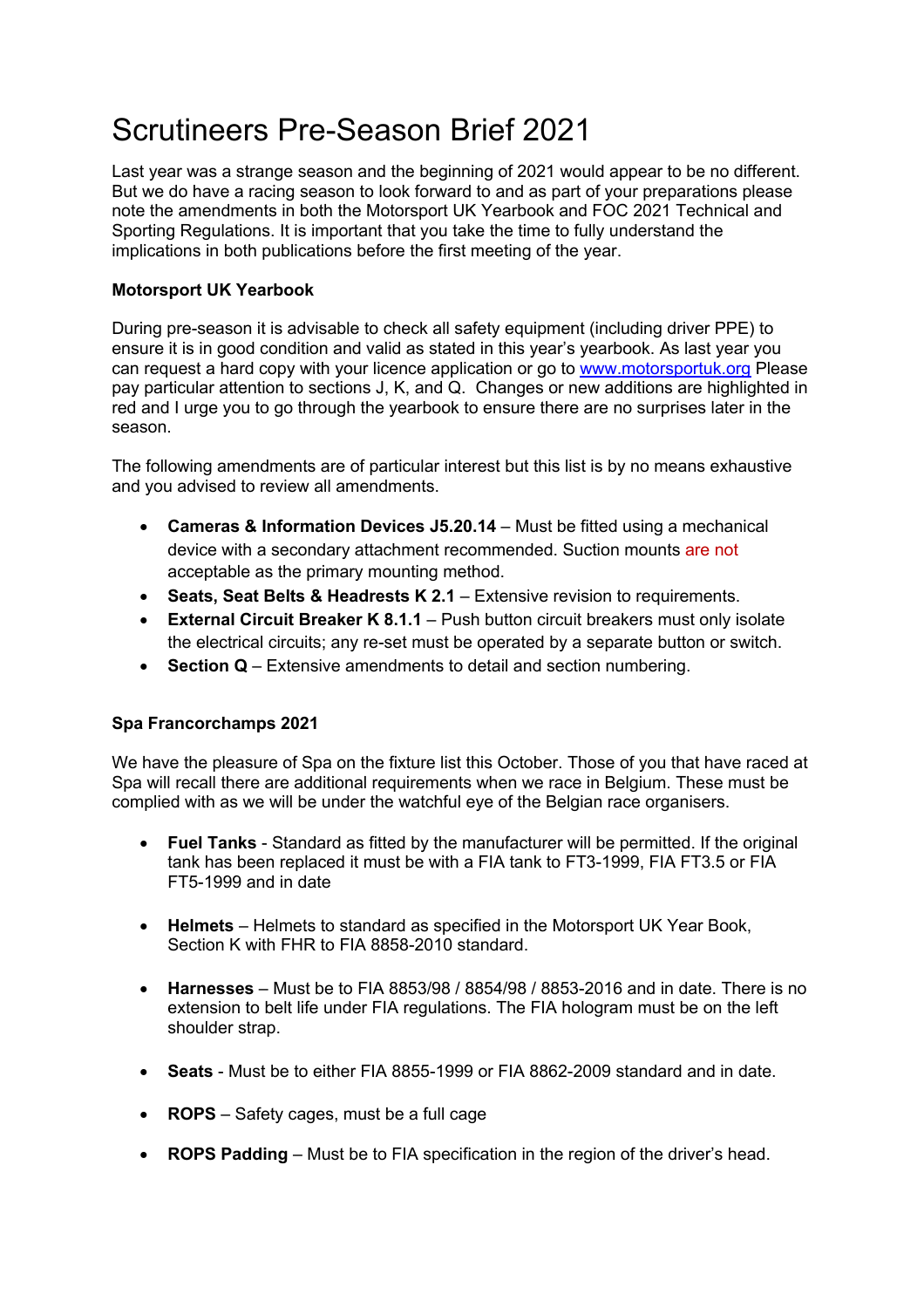# Scrutineers Pre-Season Brief 2021

Last year was a strange season and the beginning of 2021 would appear to be no different. But we do have a racing season to look forward to and as part of your preparations please note the amendments in both the Motorsport UK Yearbook and FOC 2021 Technical and Sporting Regulations. It is important that you take the time to fully understand the implications in both publications before the first meeting of the year.

**Motorsport UK Yearbook**

During pre-season it is advisable to check all safety equipment (including driver PPE) to ensure it is in good condition and valid as stated in this year's yearbook. As last year you can request a hard copy with your licence application or go to [www.motorsportuk.org](http://www.motorsportuk.org) Please pay particular attention to sections J, K, and Q. Changes or new additions are highlighted in red and I urge you to go through the yearbook to ensure there are no surprises later in the season.

The following amendments are of particular interest but this list is by no means exhaustive and you advised to review all amendments.

- **Cameras & Information Devices J5.20.14** – Must be fitted using a mechanical device with a secondary attachment recommended. Suction mounts are not acceptable as the primary mounting method.
- **Seats, Seat Belts & Headrests K 2.1** – Extensive revision to requirements.
- **External Circuit Breaker K 8.1.1** – Push button circuit breakers must only isolate the electrical circuits; any re-set must be operated by a separate button or switch.
- **Section Q** – Extensive amendments to detail and section numbering.

**Spa Francorchamps 2021**

We have the pleasure of Spa on the fixture list this October. Those of you that have raced at Spa will recall there are additional requirements when we race in Belgium. These must be complied with as we will be under the watchful eye of the Belgian race organisers.

- **Fuel Tanks** - Standard as fitted by the manufacturer will be permitted. If the original tank has been replaced it must be with a FIA tank to FT3-1999, FIA FT3.5 or FIA FT5-1999 and in date
- **Helmets** – Helmets to standard as specified in the Motorsport UK Year Book, Section K with FHR to FIA 8858-2010 standard.
- **Harnesses** – Must be to FIA 8853/98 / 8854/98 / 8853-2016 and in date. There is no extension to belt life under FIA regulations. The FIA hologram must be on the left shoulder strap.
- **Seats** - Must be to either FIA 8855-1999 or FIA 8862-2009 standard and in date.
- **ROPS** – Safety cages, must be a full cage
- **ROPS Padding** – Must be to FIA specification in the region of the driver's head.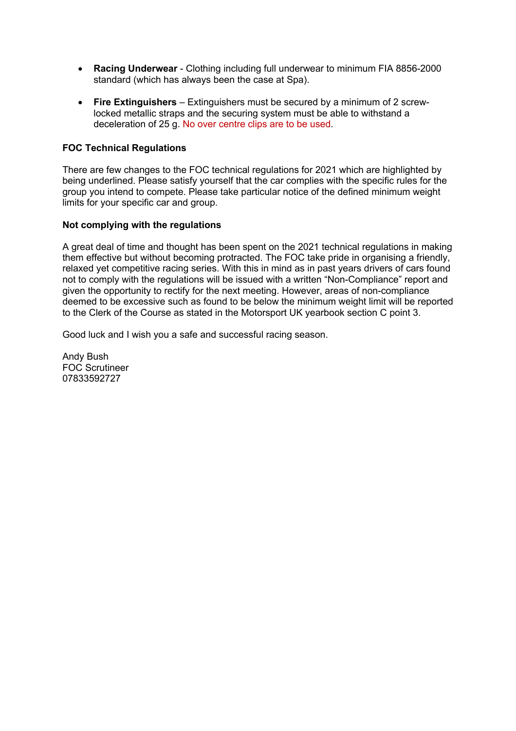- **Racing Underwear** - Clothing including full underwear to minimum FIA 8856-2000 standard (which has always been the case at Spa).

- **Fire Extinguishers** – Extinguishers must be secured by a minimum of 2 screw-locked metallic straps and the securing system must be able to withstand a deceleration of 25 g. No over centre clips are to be used.

**FOC Technical Regulations**

There are few changes to the FOC technical regulations for 2021 which are highlighted by being underlined. Please satisfy yourself that the car complies with the specific rules for the group you intend to compete. Please take particular notice of the defined minimum weight limits for your specific car and group.

**Not complying with the regulations**

A great deal of time and thought has been spent on the 2021 technical regulations in making them effective but without becoming protracted. The FOC take pride in organising a friendly, relaxed yet competitive racing series. With this in mind as in past years drivers of cars found not to comply with the regulations will be issued with a written "Non-Compliance" report and given the opportunity to rectify for the next meeting. However, areas of non-compliance deemed to be excessive such as found to be below the minimum weight limit will be reported to the Clerk of the Course as stated in the Motorsport UK yearbook section C point 3.

Good luck and I wish you a safe and successful racing season.

Andy Bush
FOC Scrutineer
07833592727